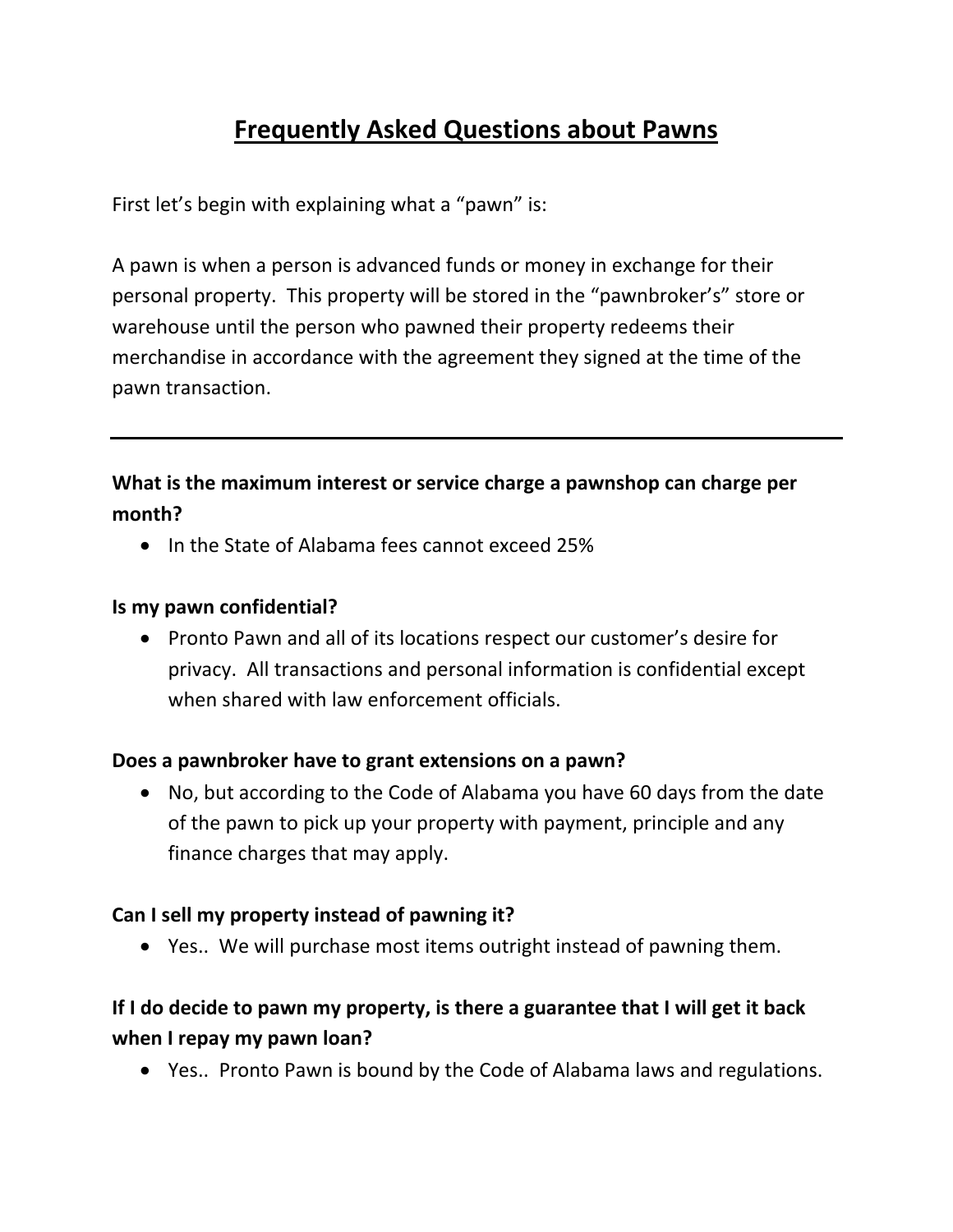# Frequently Asked Questions about Pawns

First let's begin with explaining what a "pawn" is:

A pawn is when a person is advanced funds or money in exchange for their personal property. This property will be stored in the "pawnbroker's" store or warehouse until the person who pawned their property redeems their merchandise in accordance with the agreement they signed at the time of the pawn transaction.

---

**What is the maximum interest or service charge a pawnshop can charge per month?**

- In the State of Alabama fees cannot exceed 25%

**Is my pawn confidential?**

- Pronto Pawn and all of its locations respect our customer's desire for privacy. All transactions and personal information is confidential except when shared with law enforcement officials.

**Does a pawnbroker have to grant extensions on a pawn?**

- No, but according to the Code of Alabama you have 60 days from the date of the pawn to pick up your property with payment, principle and any finance charges that may apply.

**Can I sell my property instead of pawning it?**

- Yes.. We will purchase most items outright instead of pawning them.

**If I do decide to pawn my property, is there a guarantee that I will get it back when I repay my pawn loan?**

- Yes.. Pronto Pawn is bound by the Code of Alabama laws and regulations.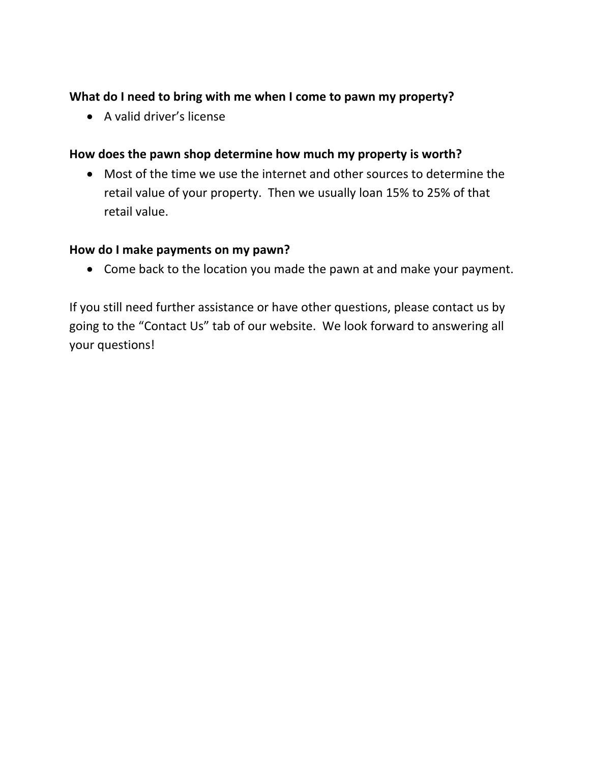**What do I need to bring with me when I come to pawn my property?**

- A valid driver's license

**How does the pawn shop determine how much my property is worth?**

- Most of the time we use the internet and other sources to determine the retail value of your property. Then we usually loan 15% to 25% of that retail value.

**How do I make payments on my pawn?**

- Come back to the location you made the pawn at and make your payment.

If you still need further assistance or have other questions, please contact us by going to the "Contact Us" tab of our website. We look forward to answering all your questions!